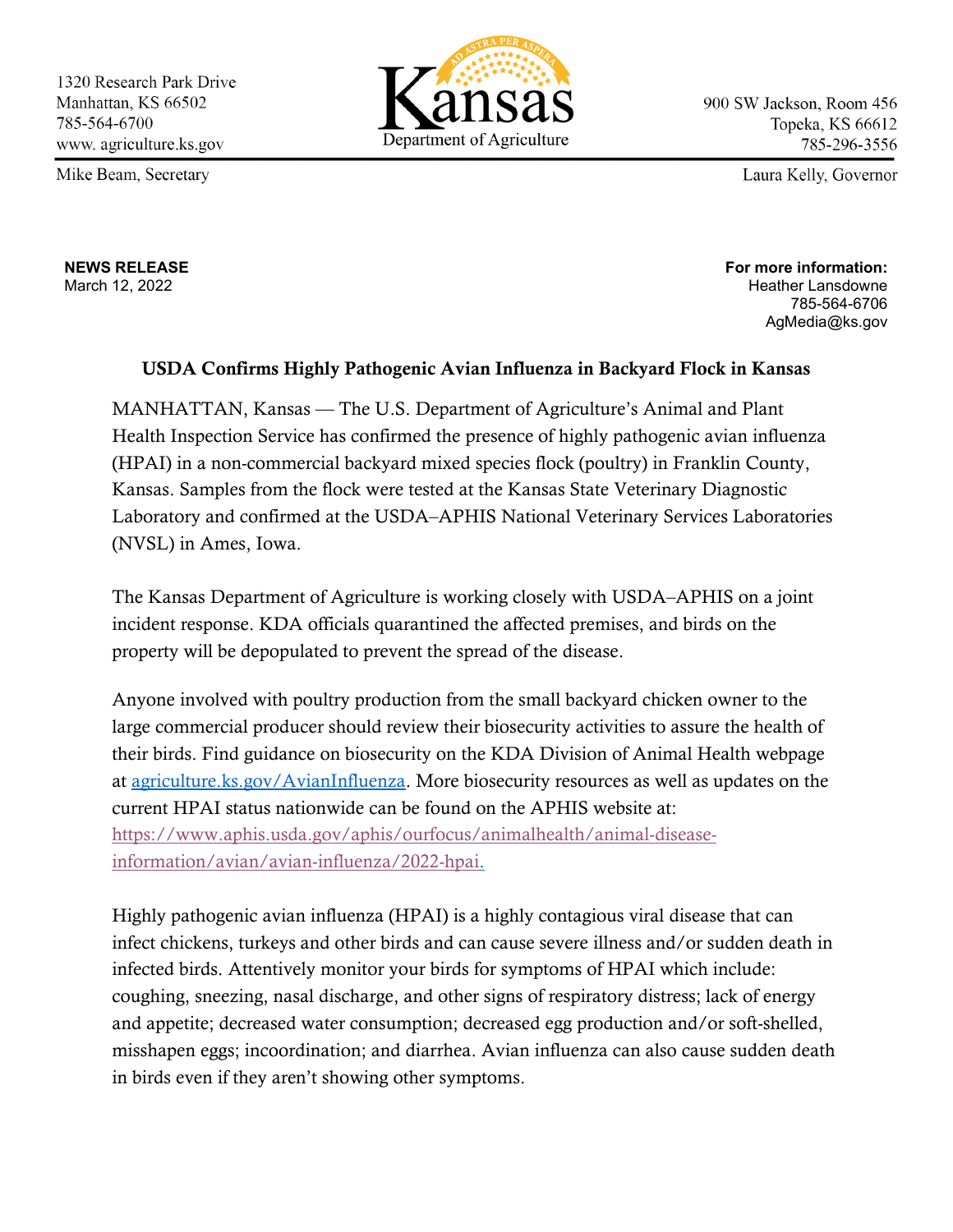1320 Research Park Drive
Manhattan, KS 66502
785-564-6700
www. agriculture.ks.gov

Mike Beam, Secretary

Kansas
Department of Agriculture

900 SW Jackson, Room 456
Topeka, KS 66612
785-296-3556

Laura Kelly, Governor

**NEWS RELEASE**
March 12, 2022

**For more information:**
Heather Lansdowne
785-564-6706
AgMedia@ks.gov

## USDA Confirms Highly Pathogenic Avian Influenza in Backyard Flock in Kansas

MANHATTAN, Kansas — The U.S. Department of Agriculture's Animal and Plant Health Inspection Service has confirmed the presence of highly pathogenic avian influenza (HPAI) in a non-commercial backyard mixed species flock (poultry) in Franklin County, Kansas. Samples from the flock were tested at the Kansas State Veterinary Diagnostic Laboratory and confirmed at the USDA–APHIS National Veterinary Services Laboratories (NVSL) in Ames, Iowa.

The Kansas Department of Agriculture is working closely with USDA–APHIS on a joint incident response. KDA officials quarantined the affected premises, and birds on the property will be depopulated to prevent the spread of the disease.

Anyone involved with poultry production from the small backyard chicken owner to the large commercial producer should review their biosecurity activities to assure the health of their birds. Find guidance on biosecurity on the KDA Division of Animal Health webpage at agriculture.ks.gov/AvianInfluenza. More biosecurity resources as well as updates on the current HPAI status nationwide can be found on the APHIS website at: https://www.aphis.usda.gov/aphis/ourfocus/animalhealth/animal-disease-information/avian/avian-influenza/2022-hpai.

Highly pathogenic avian influenza (HPAI) is a highly contagious viral disease that can infect chickens, turkeys and other birds and can cause severe illness and/or sudden death in infected birds. Attentively monitor your birds for symptoms of HPAI which include: coughing, sneezing, nasal discharge, and other signs of respiratory distress; lack of energy and appetite; decreased water consumption; decreased egg production and/or soft-shelled, misshapen eggs; incoordination; and diarrhea. Avian influenza can also cause sudden death in birds even if they aren't showing other symptoms.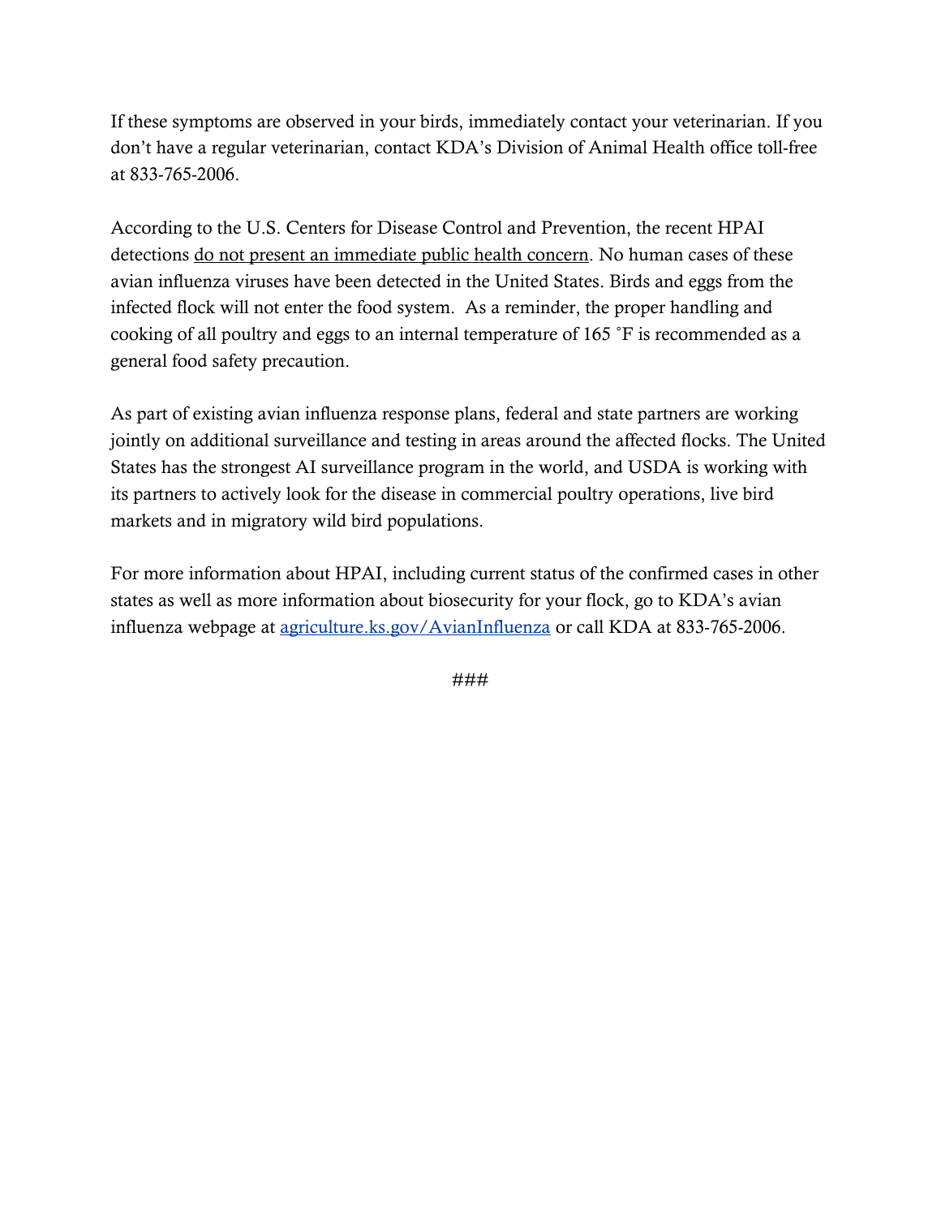If these symptoms are observed in your birds, immediately contact your veterinarian. If you don't have a regular veterinarian, contact KDA's Division of Animal Health office toll-free at 833-765-2006.

According to the U.S. Centers for Disease Control and Prevention, the recent HPAI detections do not present an immediate public health concern. No human cases of these avian influenza viruses have been detected in the United States. Birds and eggs from the infected flock will not enter the food system. As a reminder, the proper handling and cooking of all poultry and eggs to an internal temperature of 165 ˚F is recommended as a general food safety precaution.

As part of existing avian influenza response plans, federal and state partners are working jointly on additional surveillance and testing in areas around the affected flocks. The United States has the strongest AI surveillance program in the world, and USDA is working with its partners to actively look for the disease in commercial poultry operations, live bird markets and in migratory wild bird populations.

For more information about HPAI, including current status of the confirmed cases in other states as well as more information about biosecurity for your flock, go to KDA's avian influenza webpage at [agriculture.ks.gov/AvianInfluenza](agriculture.ks.gov/AvianInfluenza) or call KDA at 833-765-2006.

###